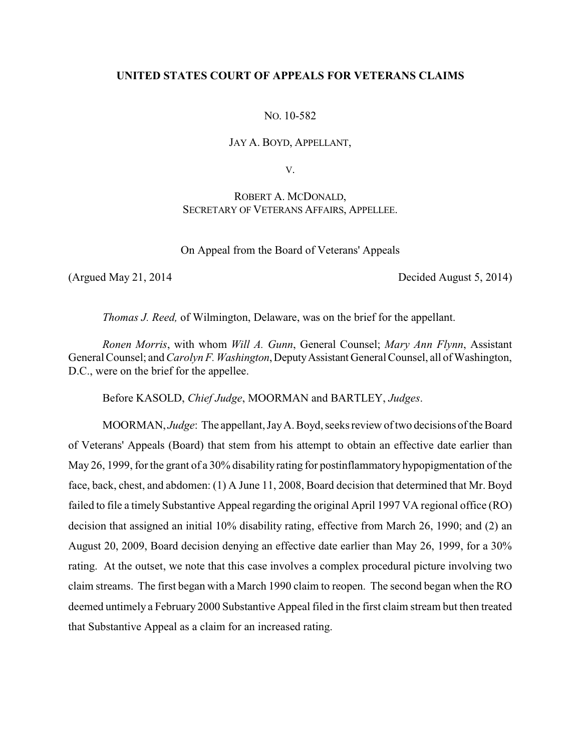# UNITED STATES COURT OF APPEALS FOR VETERANS CLAIMS

NO. 10-582

JAY A. BOYD, APPELLANT,

V.

ROBERT A. MCDONALD,
SECRETARY OF VETERANS AFFAIRS, APPELLEE.

On Appeal from the Board of Veterans' Appeals

(Argued May 21, 2014 Decided August 5, 2014)

*Thomas J. Reed,* of Wilmington, Delaware, was on the brief for the appellant.

*Ronen Morris*, with whom *Will A. Gunn*, General Counsel; *Mary Ann Flynn*, Assistant General Counsel; and *Carolyn F. Washington*, Deputy Assistant General Counsel, all of Washington, D.C., were on the brief for the appellee.

Before KASOLD, *Chief Judge*, MOORMAN and BARTLEY, *Judges*.

MOORMAN, *Judge*: The appellant, Jay A. Boyd, seeks review of two decisions of the Board of Veterans' Appeals (Board) that stem from his attempt to obtain an effective date earlier than May 26, 1999, for the grant of a 30% disability rating for postinflammatory hypopigmentation of the face, back, chest, and abdomen: (1) A June 11, 2008, Board decision that determined that Mr. Boyd failed to file a timely Substantive Appeal regarding the original April 1997 VA regional office (RO) decision that assigned an initial 10% disability rating, effective from March 26, 1990; and (2) an August 20, 2009, Board decision denying an effective date earlier than May 26, 1999, for a 30% rating. At the outset, we note that this case involves a complex procedural picture involving two claim streams. The first began with a March 1990 claim to reopen. The second began when the RO deemed untimely a February 2000 Substantive Appeal filed in the first claim stream but then treated that Substantive Appeal as a claim for an increased rating.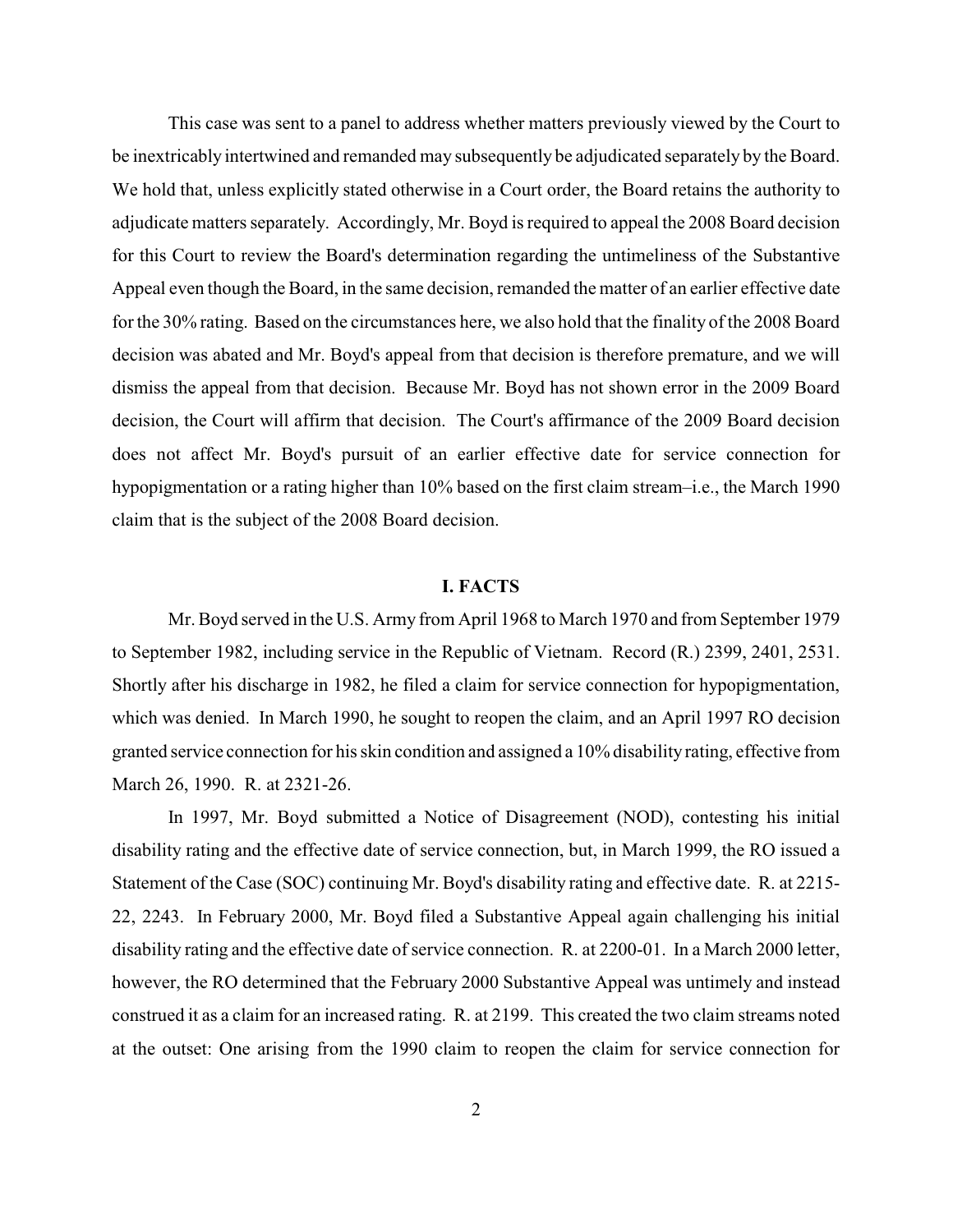This case was sent to a panel to address whether matters previously viewed by the Court to be inextricably intertwined and remanded may subsequently be adjudicated separately by the Board. We hold that, unless explicitly stated otherwise in a Court order, the Board retains the authority to adjudicate matters separately. Accordingly, Mr. Boyd is required to appeal the 2008 Board decision for this Court to review the Board's determination regarding the untimeliness of the Substantive Appeal even though the Board, in the same decision, remanded the matter of an earlier effective date for the 30% rating. Based on the circumstances here, we also hold that the finality of the 2008 Board decision was abated and Mr. Boyd's appeal from that decision is therefore premature, and we will dismiss the appeal from that decision. Because Mr. Boyd has not shown error in the 2009 Board decision, the Court will affirm that decision. The Court's affirmance of the 2009 Board decision does not affect Mr. Boyd's pursuit of an earlier effective date for service connection for hypopigmentation or a rating higher than 10% based on the first claim stream–i.e., the March 1990 claim that is the subject of the 2008 Board decision.

## I. FACTS

Mr. Boyd served in the U.S. Army from April 1968 to March 1970 and from September 1979 to September 1982, including service in the Republic of Vietnam. Record (R.) 2399, 2401, 2531. Shortly after his discharge in 1982, he filed a claim for service connection for hypopigmentation, which was denied. In March 1990, he sought to reopen the claim, and an April 1997 RO decision granted service connection for his skin condition and assigned a 10% disability rating, effective from March 26, 1990. R. at 2321-26.

In 1997, Mr. Boyd submitted a Notice of Disagreement (NOD), contesting his initial disability rating and the effective date of service connection, but, in March 1999, the RO issued a Statement of the Case (SOC) continuing Mr. Boyd's disability rating and effective date. R. at 2215-22, 2243. In February 2000, Mr. Boyd filed a Substantive Appeal again challenging his initial disability rating and the effective date of service connection. R. at 2200-01. In a March 2000 letter, however, the RO determined that the February 2000 Substantive Appeal was untimely and instead construed it as a claim for an increased rating. R. at 2199. This created the two claim streams noted at the outset: One arising from the 1990 claim to reopen the claim for service connection for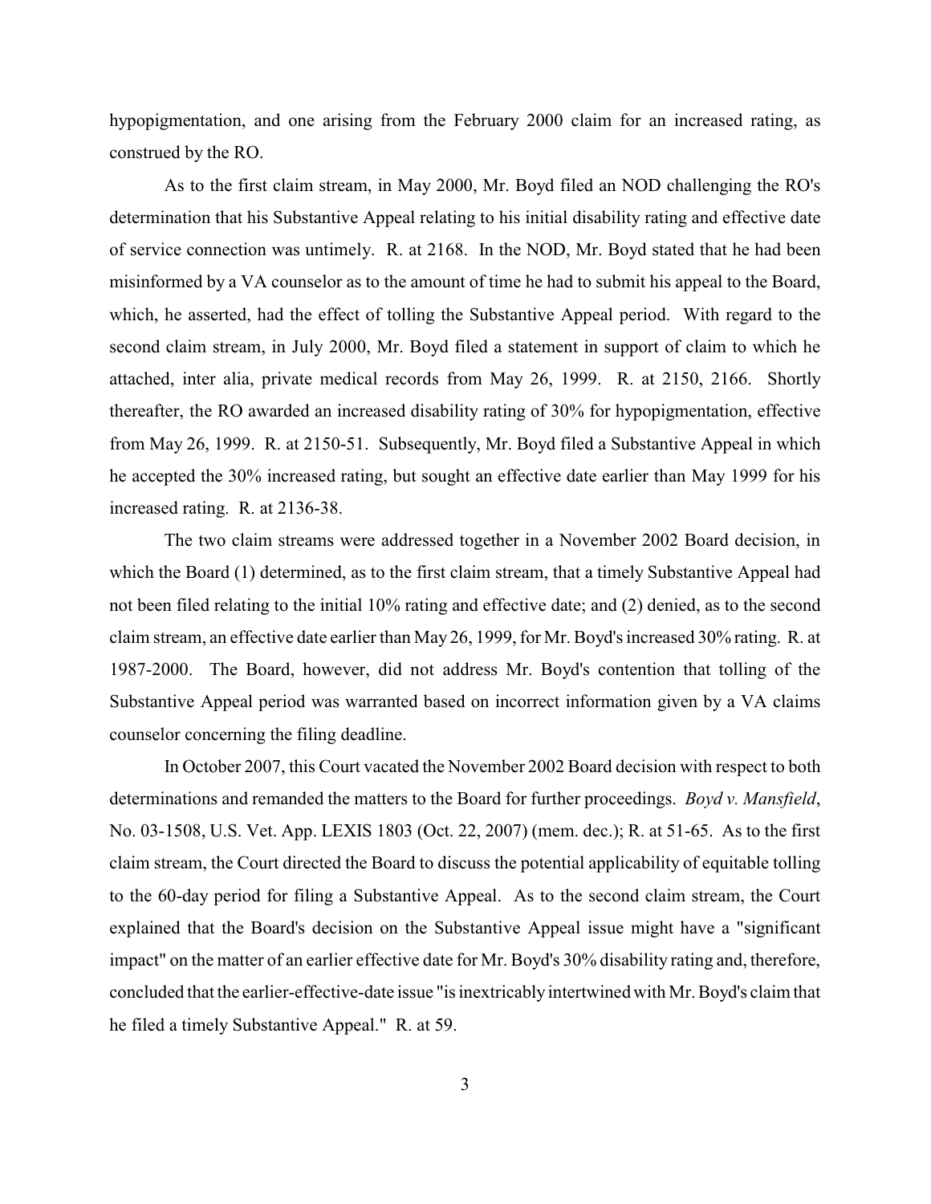hypopigmentation, and one arising from the February 2000 claim for an increased rating, as construed by the RO.

As to the first claim stream, in May 2000, Mr. Boyd filed an NOD challenging the RO's determination that his Substantive Appeal relating to his initial disability rating and effective date of service connection was untimely. R. at 2168. In the NOD, Mr. Boyd stated that he had been misinformed by a VA counselor as to the amount of time he had to submit his appeal to the Board, which, he asserted, had the effect of tolling the Substantive Appeal period. With regard to the second claim stream, in July 2000, Mr. Boyd filed a statement in support of claim to which he attached, inter alia, private medical records from May 26, 1999. R. at 2150, 2166. Shortly thereafter, the RO awarded an increased disability rating of 30% for hypopigmentation, effective from May 26, 1999. R. at 2150-51. Subsequently, Mr. Boyd filed a Substantive Appeal in which he accepted the 30% increased rating, but sought an effective date earlier than May 1999 for his increased rating. R. at 2136-38.

The two claim streams were addressed together in a November 2002 Board decision, in which the Board (1) determined, as to the first claim stream, that a timely Substantive Appeal had not been filed relating to the initial 10% rating and effective date; and (2) denied, as to the second claim stream, an effective date earlier than May 26, 1999, for Mr. Boyd's increased 30% rating. R. at 1987-2000. The Board, however, did not address Mr. Boyd's contention that tolling of the Substantive Appeal period was warranted based on incorrect information given by a VA claims counselor concerning the filing deadline.

In October 2007, this Court vacated the November 2002 Board decision with respect to both determinations and remanded the matters to the Board for further proceedings. *Boyd v. Mansfield*, No. 03-1508, U.S. Vet. App. LEXIS 1803 (Oct. 22, 2007) (mem. dec.); R. at 51-65. As to the first claim stream, the Court directed the Board to discuss the potential applicability of equitable tolling to the 60-day period for filing a Substantive Appeal. As to the second claim stream, the Court explained that the Board's decision on the Substantive Appeal issue might have a "significant impact" on the matter of an earlier effective date for Mr. Boyd's 30% disability rating and, therefore, concluded that the earlier-effective-date issue "is inextricably intertwined with Mr. Boyd's claim that he filed a timely Substantive Appeal." R. at 59.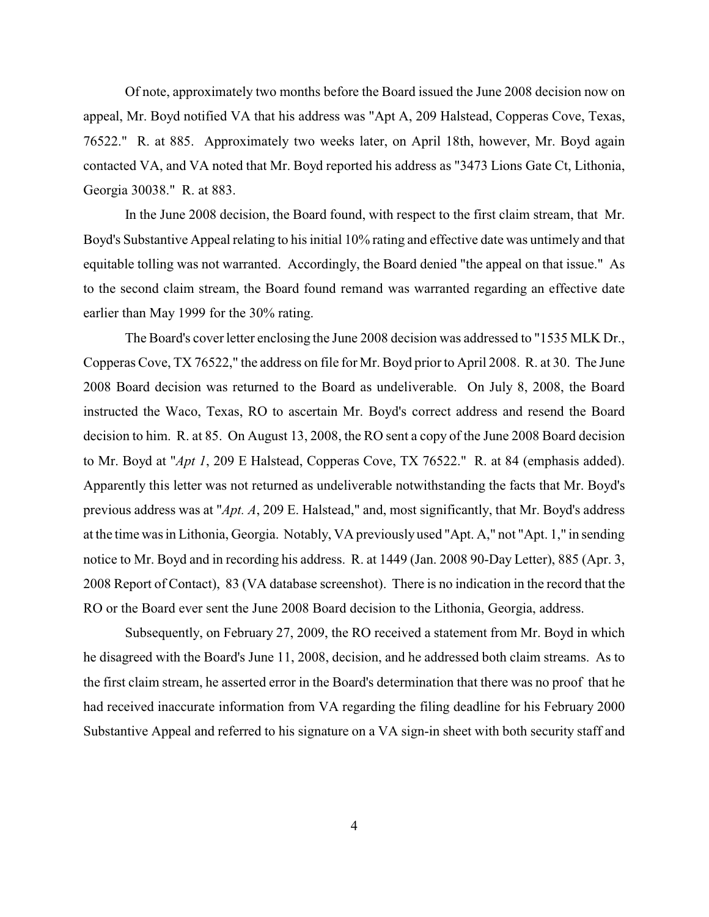Of note, approximately two months before the Board issued the June 2008 decision now on appeal, Mr. Boyd notified VA that his address was "Apt A, 209 Halstead, Copperas Cove, Texas, 76522." R. at 885. Approximately two weeks later, on April 18th, however, Mr. Boyd again contacted VA, and VA noted that Mr. Boyd reported his address as "3473 Lions Gate Ct, Lithonia, Georgia 30038." R. at 883.

In the June 2008 decision, the Board found, with respect to the first claim stream, that Mr. Boyd's Substantive Appeal relating to his initial 10% rating and effective date was untimely and that equitable tolling was not warranted. Accordingly, the Board denied "the appeal on that issue." As to the second claim stream, the Board found remand was warranted regarding an effective date earlier than May 1999 for the 30% rating.

The Board's cover letter enclosing the June 2008 decision was addressed to "1535 MLK Dr., Copperas Cove, TX 76522," the address on file for Mr. Boyd prior to April 2008. R. at 30. The June 2008 Board decision was returned to the Board as undeliverable. On July 8, 2008, the Board instructed the Waco, Texas, RO to ascertain Mr. Boyd's correct address and resend the Board decision to him. R. at 85. On August 13, 2008, the RO sent a copy of the June 2008 Board decision to Mr. Boyd at "*Apt 1*, 209 E Halstead, Copperas Cove, TX 76522." R. at 84 (emphasis added). Apparently this letter was not returned as undeliverable notwithstanding the facts that Mr. Boyd's previous address was at "*Apt. A*, 209 E. Halstead," and, most significantly, that Mr. Boyd's address at the time was in Lithonia, Georgia. Notably, VA previously used "Apt. A," not "Apt. 1," in sending notice to Mr. Boyd and in recording his address. R. at 1449 (Jan. 2008 90-Day Letter), 885 (Apr. 3, 2008 Report of Contact), 83 (VA database screenshot). There is no indication in the record that the RO or the Board ever sent the June 2008 Board decision to the Lithonia, Georgia, address.

Subsequently, on February 27, 2009, the RO received a statement from Mr. Boyd in which he disagreed with the Board's June 11, 2008, decision, and he addressed both claim streams. As to the first claim stream, he asserted error in the Board's determination that there was no proof that he had received inaccurate information from VA regarding the filing deadline for his February 2000 Substantive Appeal and referred to his signature on a VA sign-in sheet with both security staff and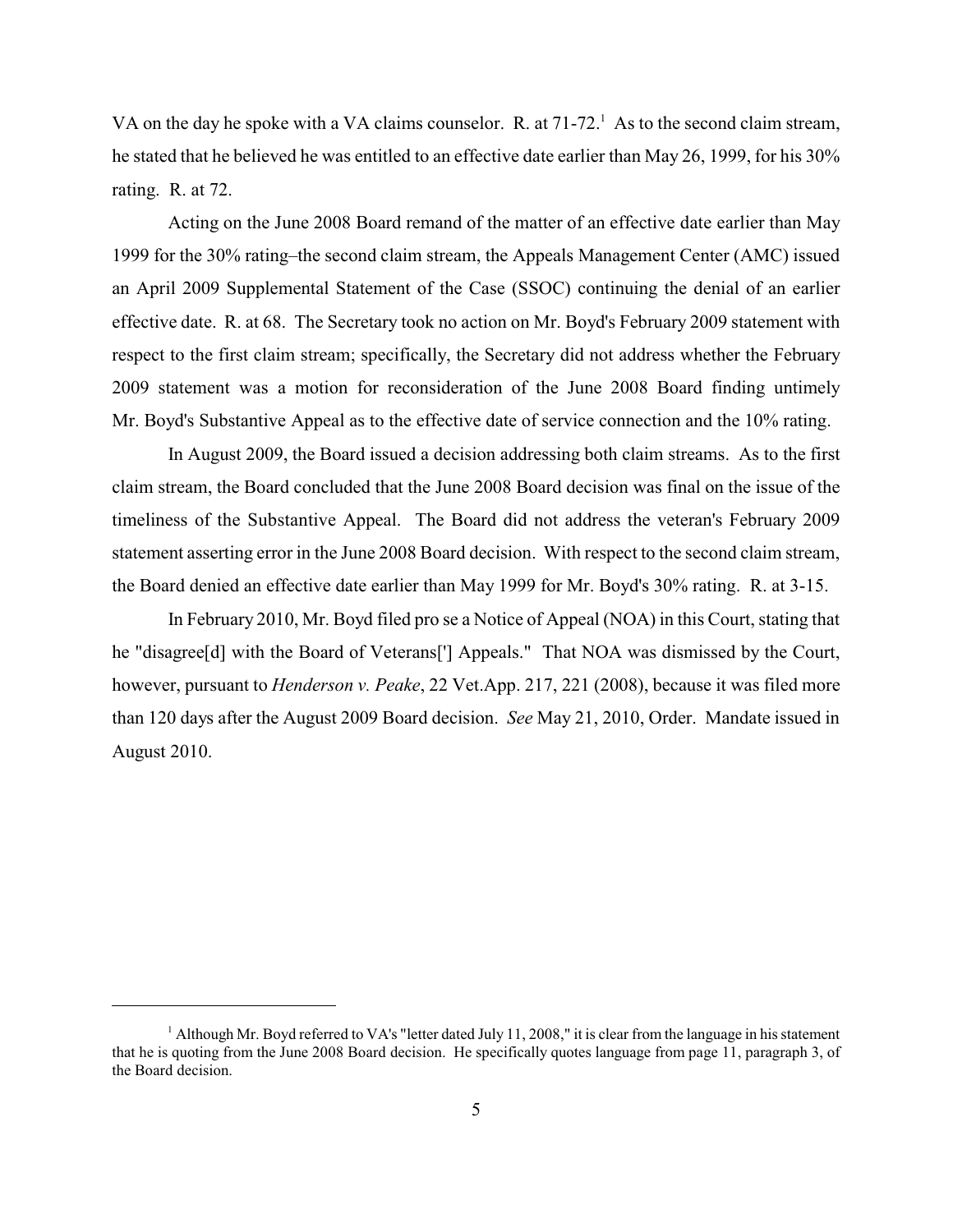VA on the day he spoke with a VA claims counselor. R. at 71-72.[1] As to the second claim stream, he stated that he believed he was entitled to an effective date earlier than May 26, 1999, for his 30% rating. R. at 72.

Acting on the June 2008 Board remand of the matter of an effective date earlier than May 1999 for the 30% rating–the second claim stream, the Appeals Management Center (AMC) issued an April 2009 Supplemental Statement of the Case (SSOC) continuing the denial of an earlier effective date. R. at 68. The Secretary took no action on Mr. Boyd's February 2009 statement with respect to the first claim stream; specifically, the Secretary did not address whether the February 2009 statement was a motion for reconsideration of the June 2008 Board finding untimely Mr. Boyd's Substantive Appeal as to the effective date of service connection and the 10% rating.

In August 2009, the Board issued a decision addressing both claim streams. As to the first claim stream, the Board concluded that the June 2008 Board decision was final on the issue of the timeliness of the Substantive Appeal. The Board did not address the veteran's February 2009 statement asserting error in the June 2008 Board decision. With respect to the second claim stream, the Board denied an effective date earlier than May 1999 for Mr. Boyd's 30% rating. R. at 3-15.

In February 2010, Mr. Boyd filed pro se a Notice of Appeal (NOA) in this Court, stating that he "disagree[d] with the Board of Veterans['] Appeals." That NOA was dismissed by the Court, however, pursuant to *Henderson v. Peake*, 22 Vet.App. 217, 221 (2008), because it was filed more than 120 days after the August 2009 Board decision. *See* May 21, 2010, Order. Mandate issued in August 2010.

---

[1] Although Mr. Boyd referred to VA's "letter dated July 11, 2008," it is clear from the language in his statement that he is quoting from the June 2008 Board decision. He specifically quotes language from page 11, paragraph 3, of the Board decision.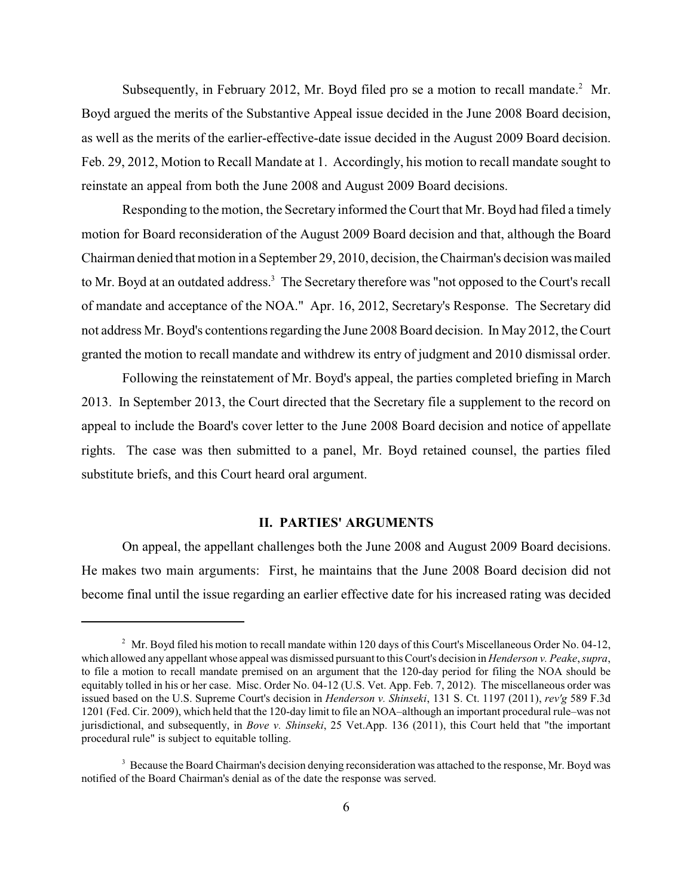Subsequently, in February 2012, Mr. Boyd filed pro se a motion to recall mandate.[2] Mr. Boyd argued the merits of the Substantive Appeal issue decided in the June 2008 Board decision, as well as the merits of the earlier-effective-date issue decided in the August 2009 Board decision. Feb. 29, 2012, Motion to Recall Mandate at 1. Accordingly, his motion to recall mandate sought to reinstate an appeal from both the June 2008 and August 2009 Board decisions.

Responding to the motion, the Secretary informed the Court that Mr. Boyd had filed a timely motion for Board reconsideration of the August 2009 Board decision and that, although the Board Chairman denied that motion in a September 29, 2010, decision, the Chairman's decision was mailed to Mr. Boyd at an outdated address.[3] The Secretary therefore was "not opposed to the Court's recall of mandate and acceptance of the NOA." Apr. 16, 2012, Secretary's Response. The Secretary did not address Mr. Boyd's contentions regarding the June 2008 Board decision. In May 2012, the Court granted the motion to recall mandate and withdrew its entry of judgment and 2010 dismissal order.

Following the reinstatement of Mr. Boyd's appeal, the parties completed briefing in March 2013. In September 2013, the Court directed that the Secretary file a supplement to the record on appeal to include the Board's cover letter to the June 2008 Board decision and notice of appellate rights. The case was then submitted to a panel, Mr. Boyd retained counsel, the parties filed substitute briefs, and this Court heard oral argument.

## II. PARTIES' ARGUMENTS

On appeal, the appellant challenges both the June 2008 and August 2009 Board decisions. He makes two main arguments: First, he maintains that the June 2008 Board decision did not become final until the issue regarding an earlier effective date for his increased rating was decided

---

[2] Mr. Boyd filed his motion to recall mandate within 120 days of this Court's Miscellaneous Order No. 04-12, which allowed any appellant whose appeal was dismissed pursuant to this Court's decision in *Henderson v. Peake*, *supra*, to file a motion to recall mandate premised on an argument that the 120-day period for filing the NOA should be equitably tolled in his or her case. Misc. Order No. 04-12 (U.S. Vet. App. Feb. 7, 2012). The miscellaneous order was issued based on the U.S. Supreme Court's decision in *Henderson v. Shinseki*, 131 S. Ct. 1197 (2011), *rev'g* 589 F.3d 1201 (Fed. Cir. 2009), which held that the 120-day limit to file an NOA–although an important procedural rule–was not jurisdictional, and subsequently, in *Bove v. Shinseki*, 25 Vet.App. 136 (2011), this Court held that "the important procedural rule" is subject to equitable tolling.

[3] Because the Board Chairman's decision denying reconsideration was attached to the response, Mr. Boyd was notified of the Board Chairman's denial as of the date the response was served.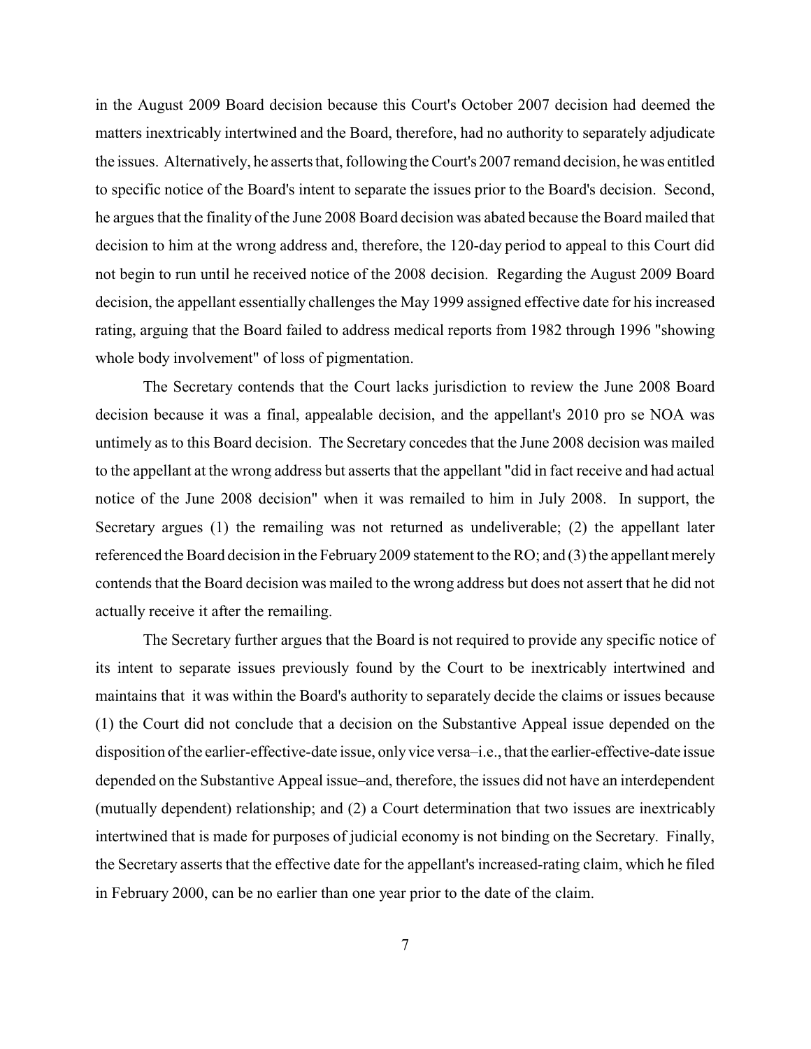in the August 2009 Board decision because this Court's October 2007 decision had deemed the matters inextricably intertwined and the Board, therefore, had no authority to separately adjudicate the issues. Alternatively, he asserts that, following the Court's 2007 remand decision, he was entitled to specific notice of the Board's intent to separate the issues prior to the Board's decision. Second, he argues that the finality of the June 2008 Board decision was abated because the Board mailed that decision to him at the wrong address and, therefore, the 120-day period to appeal to this Court did not begin to run until he received notice of the 2008 decision. Regarding the August 2009 Board decision, the appellant essentially challenges the May 1999 assigned effective date for his increased rating, arguing that the Board failed to address medical reports from 1982 through 1996 "showing whole body involvement" of loss of pigmentation.

The Secretary contends that the Court lacks jurisdiction to review the June 2008 Board decision because it was a final, appealable decision, and the appellant's 2010 pro se NOA was untimely as to this Board decision. The Secretary concedes that the June 2008 decision was mailed to the appellant at the wrong address but asserts that the appellant "did in fact receive and had actual notice of the June 2008 decision" when it was remailed to him in July 2008. In support, the Secretary argues (1) the remailing was not returned as undeliverable; (2) the appellant later referenced the Board decision in the February 2009 statement to the RO; and (3) the appellant merely contends that the Board decision was mailed to the wrong address but does not assert that he did not actually receive it after the remailing.

The Secretary further argues that the Board is not required to provide any specific notice of its intent to separate issues previously found by the Court to be inextricably intertwined and maintains that it was within the Board's authority to separately decide the claims or issues because (1) the Court did not conclude that a decision on the Substantive Appeal issue depended on the disposition of the earlier-effective-date issue, only vice versa–i.e., that the earlier-effective-date issue depended on the Substantive Appeal issue–and, therefore, the issues did not have an interdependent (mutually dependent) relationship; and (2) a Court determination that two issues are inextricably intertwined that is made for purposes of judicial economy is not binding on the Secretary. Finally, the Secretary asserts that the effective date for the appellant's increased-rating claim, which he filed in February 2000, can be no earlier than one year prior to the date of the claim.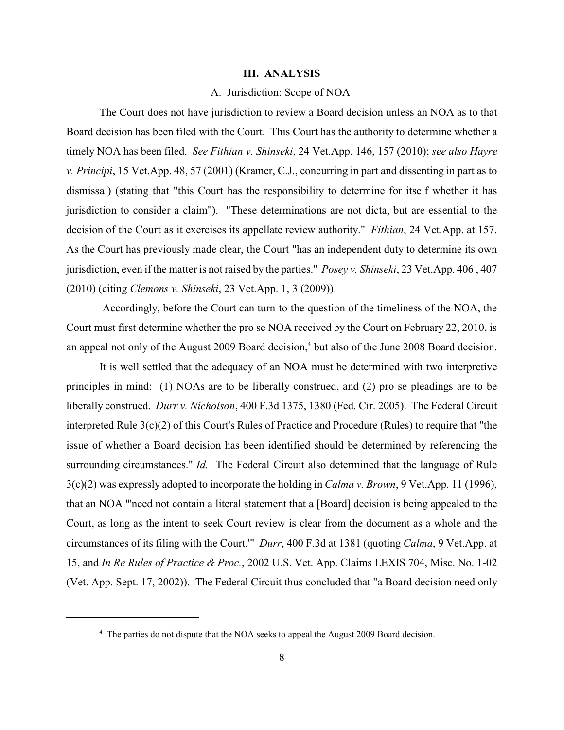## III. ANALYSIS

### A. Jurisdiction: Scope of NOA

The Court does not have jurisdiction to review a Board decision unless an NOA as to that Board decision has been filed with the Court. This Court has the authority to determine whether a timely NOA has been filed. *See Fithian v. Shinseki*, 24 Vet.App. 146, 157 (2010); *see also Hayre v. Principi*, 15 Vet.App. 48, 57 (2001) (Kramer, C.J., concurring in part and dissenting in part as to dismissal) (stating that "this Court has the responsibility to determine for itself whether it has jurisdiction to consider a claim"). "These determinations are not dicta, but are essential to the decision of the Court as it exercises its appellate review authority." *Fithian*, 24 Vet.App. at 157. As the Court has previously made clear, the Court "has an independent duty to determine its own jurisdiction, even if the matter is not raised by the parties." *Posey v. Shinseki*, 23 Vet.App. 406 , 407 (2010) (citing *Clemons v. Shinseki*, 23 Vet.App. 1, 3 (2009)).

Accordingly, before the Court can turn to the question of the timeliness of the NOA, the Court must first determine whether the pro se NOA received by the Court on February 22, 2010, is an appeal not only of the August 2009 Board decision,[4] but also of the June 2008 Board decision.

It is well settled that the adequacy of an NOA must be determined with two interpretive principles in mind: (1) NOAs are to be liberally construed, and (2) pro se pleadings are to be liberally construed. *Durr v. Nicholson*, 400 F.3d 1375, 1380 (Fed. Cir. 2005). The Federal Circuit interpreted Rule 3(c)(2) of this Court's Rules of Practice and Procedure (Rules) to require that "the issue of whether a Board decision has been identified should be determined by referencing the surrounding circumstances." *Id.* The Federal Circuit also determined that the language of Rule 3(c)(2) was expressly adopted to incorporate the holding in *Calma v. Brown*, 9 Vet.App. 11 (1996), that an NOA "'need not contain a literal statement that a [Board] decision is being appealed to the Court, as long as the intent to seek Court review is clear from the document as a whole and the circumstances of its filing with the Court.'" *Durr*, 400 F.3d at 1381 (quoting *Calma*, 9 Vet.App. at 15, and *In Re Rules of Practice & Proc.*, 2002 U.S. Vet. App. Claims LEXIS 704, Misc. No. 1-02 (Vet. App. Sept. 17, 2002)). The Federal Circuit thus concluded that "a Board decision need only

---

[4] The parties do not dispute that the NOA seeks to appeal the August 2009 Board decision.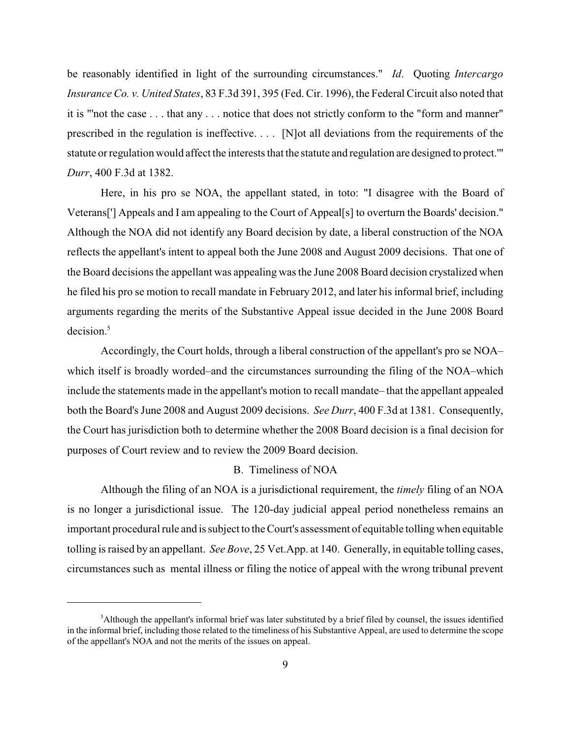be reasonably identified in light of the surrounding circumstances." *Id*. Quoting *Intercargo Insurance Co. v. United States*, 83 F.3d 391, 395 (Fed. Cir. 1996), the Federal Circuit also noted that it is "'not the case . . . that any . . . notice that does not strictly conform to the "form and manner" prescribed in the regulation is ineffective. . . . [N]ot all deviations from the requirements of the statute or regulation would affect the interests that the statute and regulation are designed to protect.'" *Durr*, 400 F.3d at 1382.

Here, in his pro se NOA, the appellant stated, in toto: "I disagree with the Board of Veterans['] Appeals and I am appealing to the Court of Appeal[s] to overturn the Boards' decision." Although the NOA did not identify any Board decision by date, a liberal construction of the NOA reflects the appellant's intent to appeal both the June 2008 and August 2009 decisions. That one of the Board decisions the appellant was appealing was the June 2008 Board decision crystalized when he filed his pro se motion to recall mandate in February 2012, and later his informal brief, including arguments regarding the merits of the Substantive Appeal issue decided in the June 2008 Board decision.[5]

Accordingly, the Court holds, through a liberal construction of the appellant's pro se NOA– which itself is broadly worded–and the circumstances surrounding the filing of the NOA–which include the statements made in the appellant's motion to recall mandate– that the appellant appealed both the Board's June 2008 and August 2009 decisions. *See Durr*, 400 F.3d at 1381. Consequently, the Court has jurisdiction both to determine whether the 2008 Board decision is a final decision for purposes of Court review and to review the 2009 Board decision.

## B. Timeliness of NOA

Although the filing of an NOA is a jurisdictional requirement, the *timely* filing of an NOA is no longer a jurisdictional issue. The 120-day judicial appeal period nonetheless remains an important procedural rule and is subject to the Court's assessment of equitable tolling when equitable tolling is raised by an appellant. *See Bove*, 25 Vet.App. at 140. Generally, in equitable tolling cases, circumstances such as mental illness or filing the notice of appeal with the wrong tribunal prevent

---

[5] Although the appellant's informal brief was later substituted by a brief filed by counsel, the issues identified in the informal brief, including those related to the timeliness of his Substantive Appeal, are used to determine the scope of the appellant's NOA and not the merits of the issues on appeal.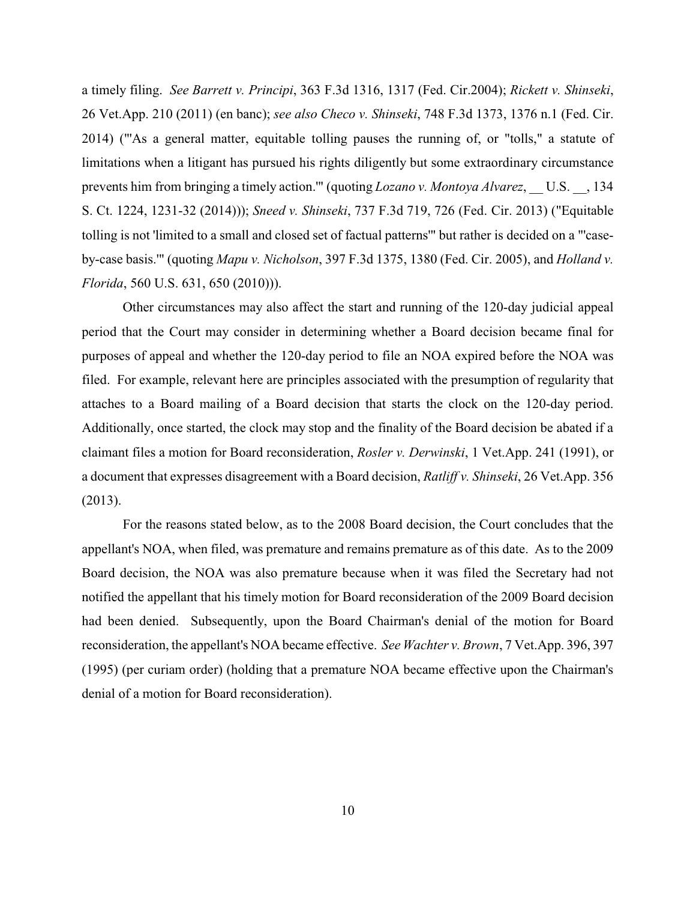a timely filing. *See Barrett v. Principi*, 363 F.3d 1316, 1317 (Fed. Cir.2004); *Rickett v. Shinseki*, 26 Vet.App. 210 (2011) (en banc); *see also Checo v. Shinseki*, 748 F.3d 1373, 1376 n.1 (Fed. Cir. 2014) ("'As a general matter, equitable tolling pauses the running of, or "tolls," a statute of limitations when a litigant has pursued his rights diligently but some extraordinary circumstance prevents him from bringing a timely action.'" (quoting *Lozano v. Montoya Alvarez*, __ U.S. __, 134 S. Ct. 1224, 1231-32 (2014))); *Sneed v. Shinseki*, 737 F.3d 719, 726 (Fed. Cir. 2013) ("Equitable tolling is not 'limited to a small and closed set of factual patterns'" but rather is decided on a "'case-by-case basis.'" (quoting *Mapu v. Nicholson*, 397 F.3d 1375, 1380 (Fed. Cir. 2005), and *Holland v. Florida*, 560 U.S. 631, 650 (2010))).

Other circumstances may also affect the start and running of the 120-day judicial appeal period that the Court may consider in determining whether a Board decision became final for purposes of appeal and whether the 120-day period to file an NOA expired before the NOA was filed. For example, relevant here are principles associated with the presumption of regularity that attaches to a Board mailing of a Board decision that starts the clock on the 120-day period. Additionally, once started, the clock may stop and the finality of the Board decision be abated if a claimant files a motion for Board reconsideration, *Rosler v. Derwinski*, 1 Vet.App. 241 (1991), or a document that expresses disagreement with a Board decision, *Ratliff v. Shinseki*, 26 Vet.App. 356 (2013).

For the reasons stated below, as to the 2008 Board decision, the Court concludes that the appellant's NOA, when filed, was premature and remains premature as of this date. As to the 2009 Board decision, the NOA was also premature because when it was filed the Secretary had not notified the appellant that his timely motion for Board reconsideration of the 2009 Board decision had been denied. Subsequently, upon the Board Chairman's denial of the motion for Board reconsideration, the appellant's NOA became effective. *See Wachter v. Brown*, 7 Vet.App. 396, 397 (1995) (per curiam order) (holding that a premature NOA became effective upon the Chairman's denial of a motion for Board reconsideration).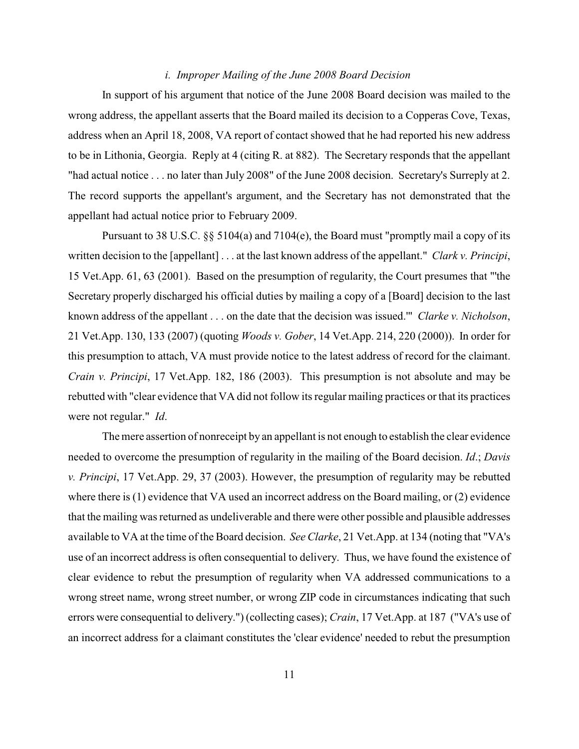#### *i. Improper Mailing of the June 2008 Board Decision*

In support of his argument that notice of the June 2008 Board decision was mailed to the wrong address, the appellant asserts that the Board mailed its decision to a Copperas Cove, Texas, address when an April 18, 2008, VA report of contact showed that he had reported his new address to be in Lithonia, Georgia. Reply at 4 (citing R. at 882). The Secretary responds that the appellant "had actual notice . . . no later than July 2008" of the June 2008 decision. Secretary's Surreply at 2. The record supports the appellant's argument, and the Secretary has not demonstrated that the appellant had actual notice prior to February 2009.

Pursuant to 38 U.S.C. §§ 5104(a) and 7104(e), the Board must "promptly mail a copy of its written decision to the [appellant] . . . at the last known address of the appellant." *Clark v. Principi*, 15 Vet.App. 61, 63 (2001). Based on the presumption of regularity, the Court presumes that "'the Secretary properly discharged his official duties by mailing a copy of a [Board] decision to the last known address of the appellant . . . on the date that the decision was issued.'" *Clarke v. Nicholson*, 21 Vet.App. 130, 133 (2007) (quoting *Woods v. Gober*, 14 Vet.App. 214, 220 (2000)). In order for this presumption to attach, VA must provide notice to the latest address of record for the claimant. *Crain v. Principi*, 17 Vet.App. 182, 186 (2003). This presumption is not absolute and may be rebutted with "clear evidence that VA did not follow its regular mailing practices or that its practices were not regular." *Id*.

The mere assertion of nonreceipt by an appellant is not enough to establish the clear evidence needed to overcome the presumption of regularity in the mailing of the Board decision. *Id*.; *Davis v. Principi*, 17 Vet.App. 29, 37 (2003). However, the presumption of regularity may be rebutted where there is (1) evidence that VA used an incorrect address on the Board mailing, or (2) evidence that the mailing was returned as undeliverable and there were other possible and plausible addresses available to VA at the time of the Board decision. *See Clarke*, 21 Vet.App. at 134 (noting that "VA's use of an incorrect address is often consequential to delivery. Thus, we have found the existence of clear evidence to rebut the presumption of regularity when VA addressed communications to a wrong street name, wrong street number, or wrong ZIP code in circumstances indicating that such errors were consequential to delivery.") (collecting cases); *Crain*, 17 Vet.App. at 187 ("VA's use of an incorrect address for a claimant constitutes the 'clear evidence' needed to rebut the presumption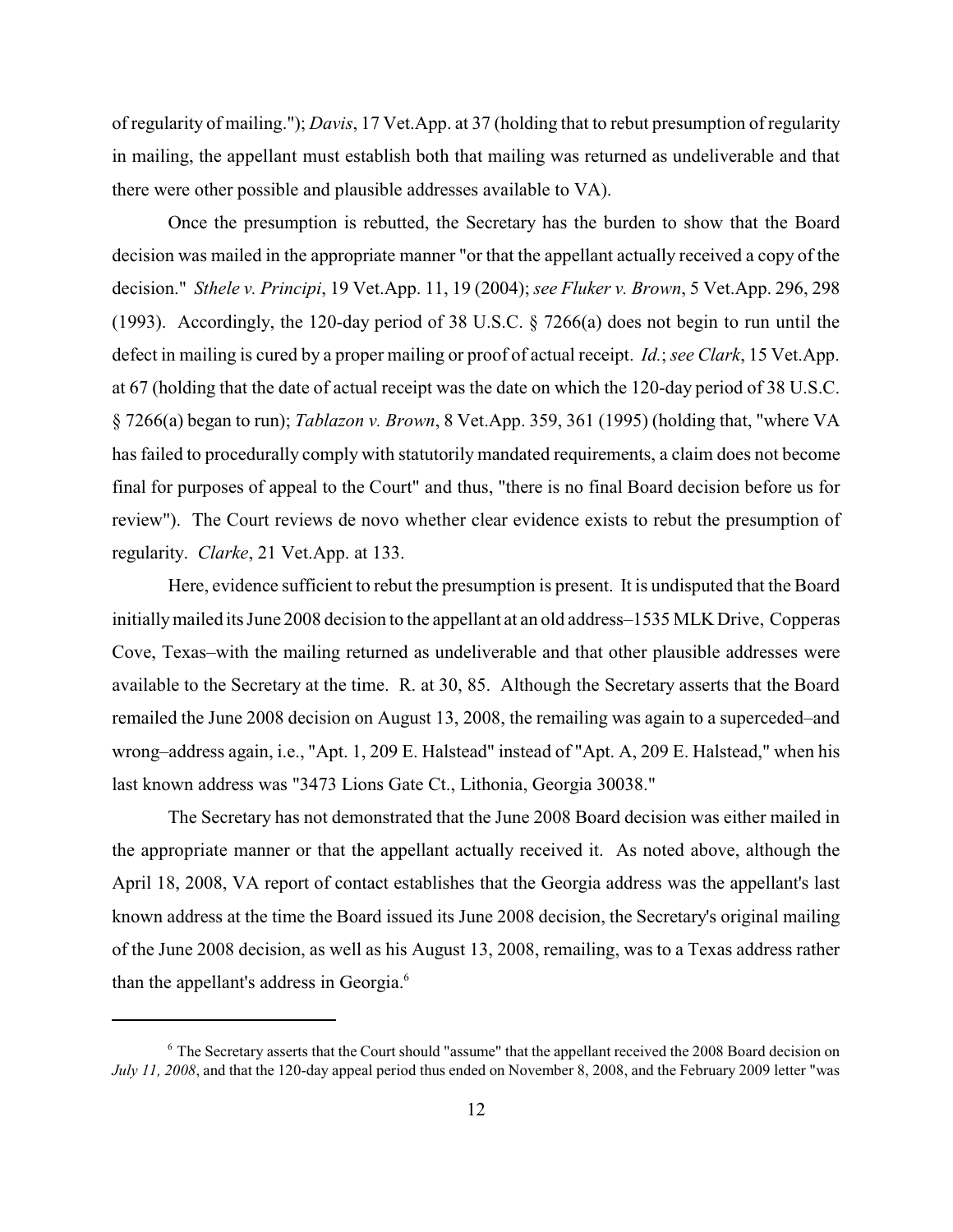of regularity of mailing."); *Davis*, 17 Vet.App. at 37 (holding that to rebut presumption of regularity in mailing, the appellant must establish both that mailing was returned as undeliverable and that there were other possible and plausible addresses available to VA).

Once the presumption is rebutted, the Secretary has the burden to show that the Board decision was mailed in the appropriate manner "or that the appellant actually received a copy of the decision." *Sthele v. Principi*, 19 Vet.App. 11, 19 (2004); *see Fluker v. Brown*, 5 Vet.App. 296, 298 (1993). Accordingly, the 120-day period of 38 U.S.C. § 7266(a) does not begin to run until the defect in mailing is cured by a proper mailing or proof of actual receipt. *Id.*; *see Clark*, 15 Vet.App. at 67 (holding that the date of actual receipt was the date on which the 120-day period of 38 U.S.C. § 7266(a) began to run); *Tablazon v. Brown*, 8 Vet.App. 359, 361 (1995) (holding that, "where VA has failed to procedurally comply with statutorily mandated requirements, a claim does not become final for purposes of appeal to the Court" and thus, "there is no final Board decision before us for review"). The Court reviews de novo whether clear evidence exists to rebut the presumption of regularity. *Clarke*, 21 Vet.App. at 133.

Here, evidence sufficient to rebut the presumption is present. It is undisputed that the Board initially mailed its June 2008 decision to the appellant at an old address–1535 MLK Drive, Copperas Cove, Texas–with the mailing returned as undeliverable and that other plausible addresses were available to the Secretary at the time. R. at 30, 85. Although the Secretary asserts that the Board remailed the June 2008 decision on August 13, 2008, the remailing was again to a superceded–and wrong–address again, i.e., "Apt. 1, 209 E. Halstead" instead of "Apt. A, 209 E. Halstead," when his last known address was "3473 Lions Gate Ct., Lithonia, Georgia 30038."

The Secretary has not demonstrated that the June 2008 Board decision was either mailed in the appropriate manner or that the appellant actually received it. As noted above, although the April 18, 2008, VA report of contact establishes that the Georgia address was the appellant's last known address at the time the Board issued its June 2008 decision, the Secretary's original mailing of the June 2008 decision, as well as his August 13, 2008, remailing, was to a Texas address rather than the appellant's address in Georgia.[6]

---

[6] The Secretary asserts that the Court should "assume" that the appellant received the 2008 Board decision on *July 11, 2008*, and that the 120-day appeal period thus ended on November 8, 2008, and the February 2009 letter "was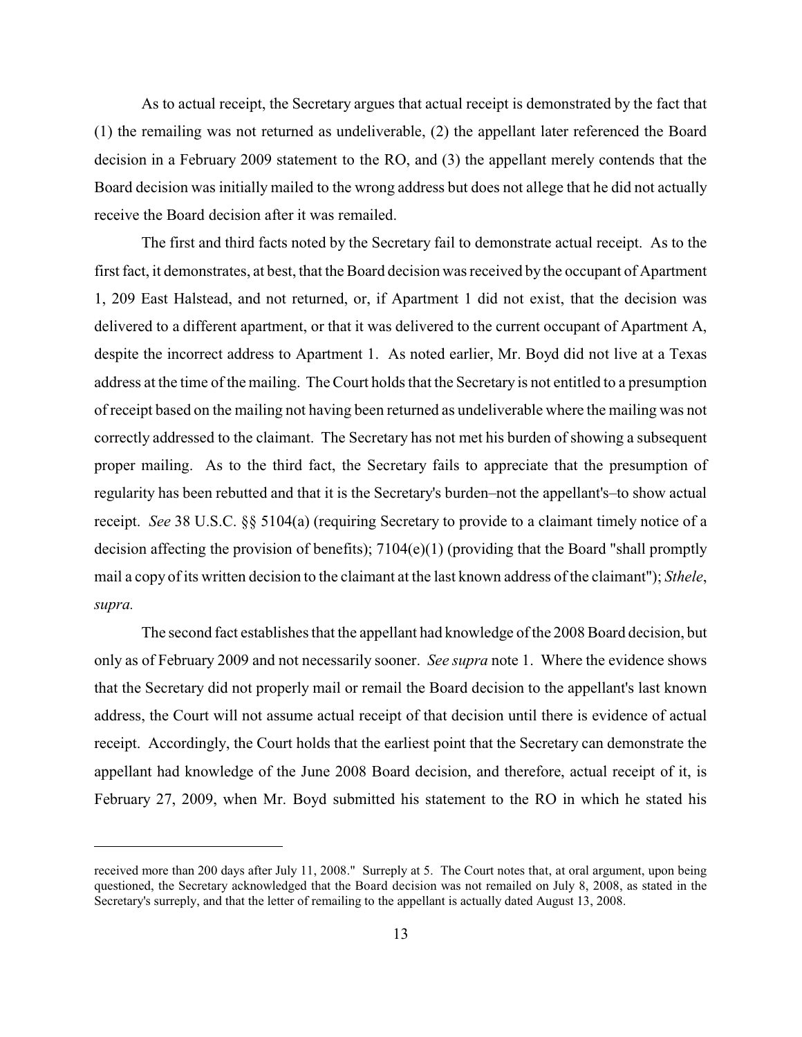As to actual receipt, the Secretary argues that actual receipt is demonstrated by the fact that (1) the remailing was not returned as undeliverable, (2) the appellant later referenced the Board decision in a February 2009 statement to the RO, and (3) the appellant merely contends that the Board decision was initially mailed to the wrong address but does not allege that he did not actually receive the Board decision after it was remailed.

The first and third facts noted by the Secretary fail to demonstrate actual receipt. As to the first fact, it demonstrates, at best, that the Board decision was received by the occupant of Apartment 1, 209 East Halstead, and not returned, or, if Apartment 1 did not exist, that the decision was delivered to a different apartment, or that it was delivered to the current occupant of Apartment A, despite the incorrect address to Apartment 1. As noted earlier, Mr. Boyd did not live at a Texas address at the time of the mailing. The Court holds that the Secretary is not entitled to a presumption of receipt based on the mailing not having been returned as undeliverable where the mailing was not correctly addressed to the claimant. The Secretary has not met his burden of showing a subsequent proper mailing. As to the third fact, the Secretary fails to appreciate that the presumption of regularity has been rebutted and that it is the Secretary's burden–not the appellant's–to show actual receipt. *See* 38 U.S.C. §§ 5104(a) (requiring Secretary to provide to a claimant timely notice of a decision affecting the provision of benefits); 7104(e)(1) (providing that the Board "shall promptly mail a copy of its written decision to the claimant at the last known address of the claimant"); *Sthele*, *supra.*

The second fact establishes that the appellant had knowledge of the 2008 Board decision, but only as of February 2009 and not necessarily sooner. *See supra* note 1. Where the evidence shows that the Secretary did not properly mail or remail the Board decision to the appellant's last known address, the Court will not assume actual receipt of that decision until there is evidence of actual receipt. Accordingly, the Court holds that the earliest point that the Secretary can demonstrate the appellant had knowledge of the June 2008 Board decision, and therefore, actual receipt of it, is February 27, 2009, when Mr. Boyd submitted his statement to the RO in which he stated his

---

received more than 200 days after July 11, 2008." Surreply at 5. The Court notes that, at oral argument, upon being questioned, the Secretary acknowledged that the Board decision was not remailed on July 8, 2008, as stated in the Secretary's surreply, and that the letter of remailing to the appellant is actually dated August 13, 2008.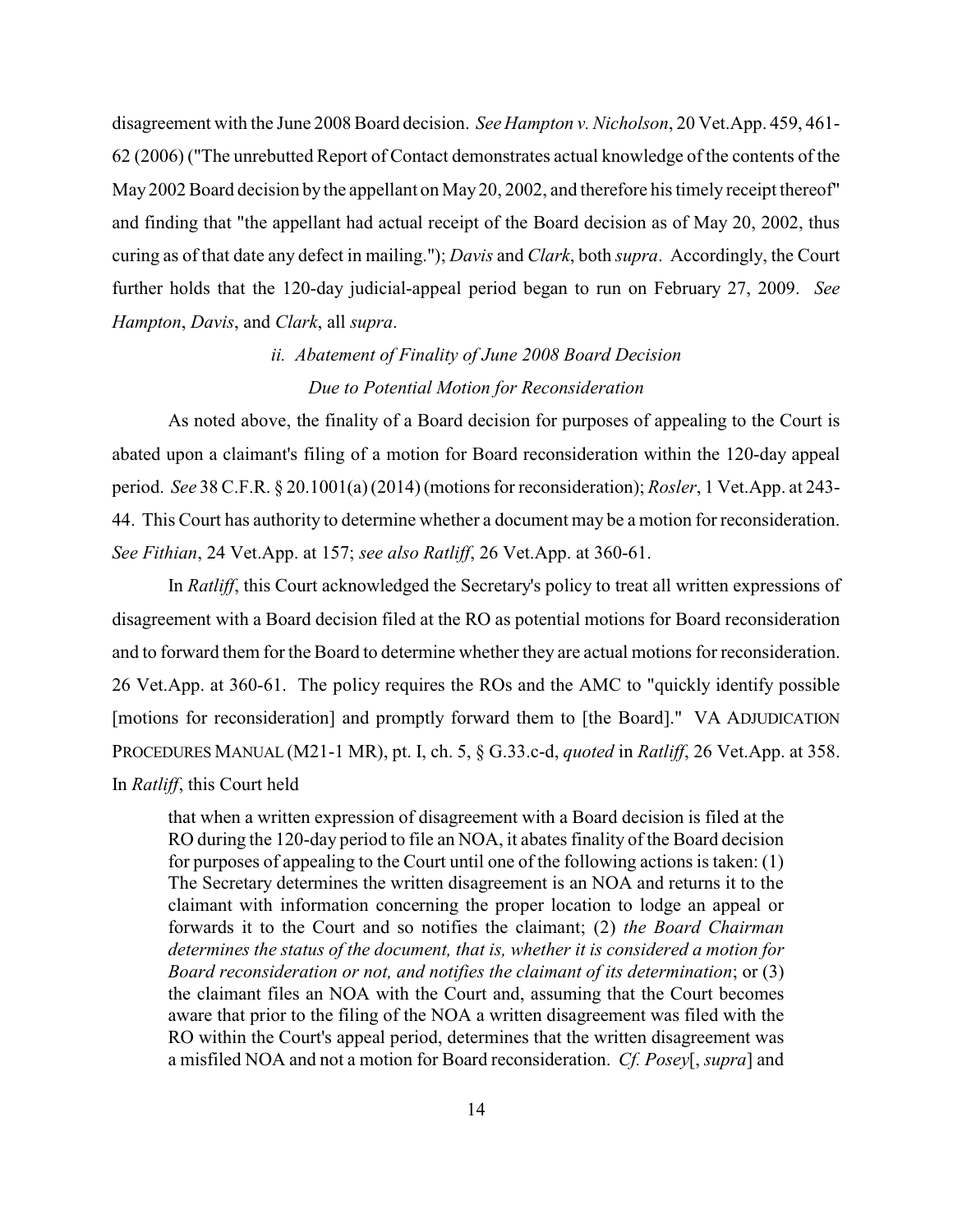disagreement with the June 2008 Board decision. *See Hampton v. Nicholson*, 20 Vet.App. 459, 461-62 (2006) ("The unrebutted Report of Contact demonstrates actual knowledge of the contents of the May 2002 Board decision by the appellant on May 20, 2002, and therefore his timely receipt thereof" and finding that "the appellant had actual receipt of the Board decision as of May 20, 2002, thus curing as of that date any defect in mailing."); *Davis* and *Clark*, both *supra*. Accordingly, the Court further holds that the 120-day judicial-appeal period began to run on February 27, 2009. *See Hampton*, *Davis*, and *Clark*, all *supra*.

### *ii. Abatement of Finality of June 2008 Board Decision Due to Potential Motion for Reconsideration*

As noted above, the finality of a Board decision for purposes of appealing to the Court is abated upon a claimant's filing of a motion for Board reconsideration within the 120-day appeal period. *See* 38 C.F.R. § 20.1001(a) (2014) (motions for reconsideration); *Rosler*, 1 Vet.App. at 243-44. This Court has authority to determine whether a document may be a motion for reconsideration. *See Fithian*, 24 Vet.App. at 157; *see also Ratliff*, 26 Vet.App. at 360-61.

In *Ratliff*, this Court acknowledged the Secretary's policy to treat all written expressions of disagreement with a Board decision filed at the RO as potential motions for Board reconsideration and to forward them for the Board to determine whether they are actual motions for reconsideration. 26 Vet.App. at 360-61. The policy requires the ROs and the AMC to "quickly identify possible [motions for reconsideration] and promptly forward them to [the Board]." VA ADJUDICATION PROCEDURES MANUAL (M21-1 MR), pt. I, ch. 5, § G.33.c-d, *quoted* in *Ratliff*, 26 Vet.App. at 358. In *Ratliff*, this Court held

> that when a written expression of disagreement with a Board decision is filed at the RO during the 120-day period to file an NOA, it abates finality of the Board decision for purposes of appealing to the Court until one of the following actions is taken: (1) The Secretary determines the written disagreement is an NOA and returns it to the claimant with information concerning the proper location to lodge an appeal or forwards it to the Court and so notifies the claimant; (2) *the Board Chairman determines the status of the document, that is, whether it is considered a motion for Board reconsideration or not, and notifies the claimant of its determination*; or (3) the claimant files an NOA with the Court and, assuming that the Court becomes aware that prior to the filing of the NOA a written disagreement was filed with the RO within the Court's appeal period, determines that the written disagreement was a misfiled NOA and not a motion for Board reconsideration. *Cf. Posey*[, *supra*] and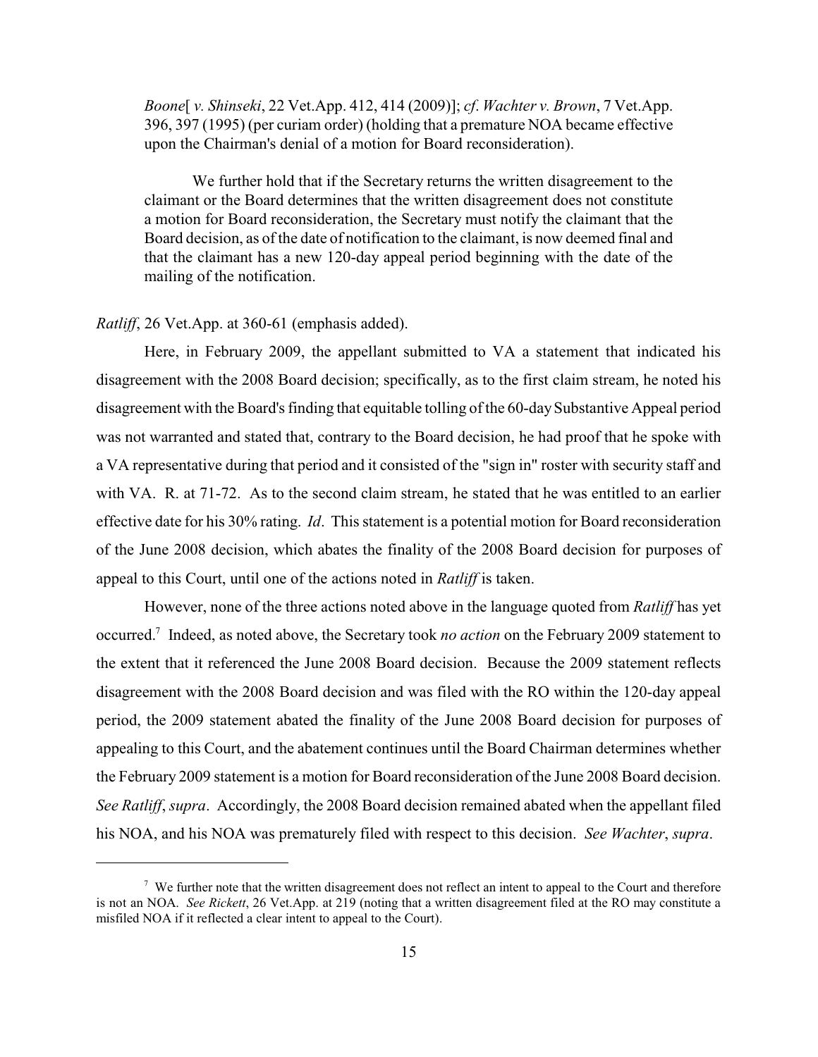> *Boone*[ *v. Shinseki*, 22 Vet.App. 412, 414 (2009)]; *cf*. *Wachter v. Brown*, 7 Vet.App. 396, 397 (1995) (per curiam order) (holding that a premature NOA became effective upon the Chairman's denial of a motion for Board reconsideration).
>
> We further hold that if the Secretary returns the written disagreement to the claimant or the Board determines that the written disagreement does not constitute a motion for Board reconsideration, the Secretary must notify the claimant that the Board decision, as of the date of notification to the claimant, is now deemed final and that the claimant has a new 120-day appeal period beginning with the date of the mailing of the notification.

*Ratliff*, 26 Vet.App. at 360-61 (emphasis added).

Here, in February 2009, the appellant submitted to VA a statement that indicated his disagreement with the 2008 Board decision; specifically, as to the first claim stream, he noted his disagreement with the Board's finding that equitable tolling of the 60-day Substantive Appeal period was not warranted and stated that, contrary to the Board decision, he had proof that he spoke with a VA representative during that period and it consisted of the "sign in" roster with security staff and with VA. R. at 71-72. As to the second claim stream, he stated that he was entitled to an earlier effective date for his 30% rating. *Id*. This statement is a potential motion for Board reconsideration of the June 2008 decision, which abates the finality of the 2008 Board decision for purposes of appeal to this Court, until one of the actions noted in *Ratliff* is taken.

However, none of the three actions noted above in the language quoted from *Ratliff* has yet occurred.[7] Indeed, as noted above, the Secretary took *no action* on the February 2009 statement to the extent that it referenced the June 2008 Board decision. Because the 2009 statement reflects disagreement with the 2008 Board decision and was filed with the RO within the 120-day appeal period, the 2009 statement abated the finality of the June 2008 Board decision for purposes of appealing to this Court, and the abatement continues until the Board Chairman determines whether the February 2009 statement is a motion for Board reconsideration of the June 2008 Board decision. *See Ratliff*, *supra*. Accordingly, the 2008 Board decision remained abated when the appellant filed his NOA, and his NOA was prematurely filed with respect to this decision. *See Wachter*, *supra*.

---

[7] We further note that the written disagreement does not reflect an intent to appeal to the Court and therefore is not an NOA. *See Rickett*, 26 Vet.App. at 219 (noting that a written disagreement filed at the RO may constitute a misfiled NOA if it reflected a clear intent to appeal to the Court).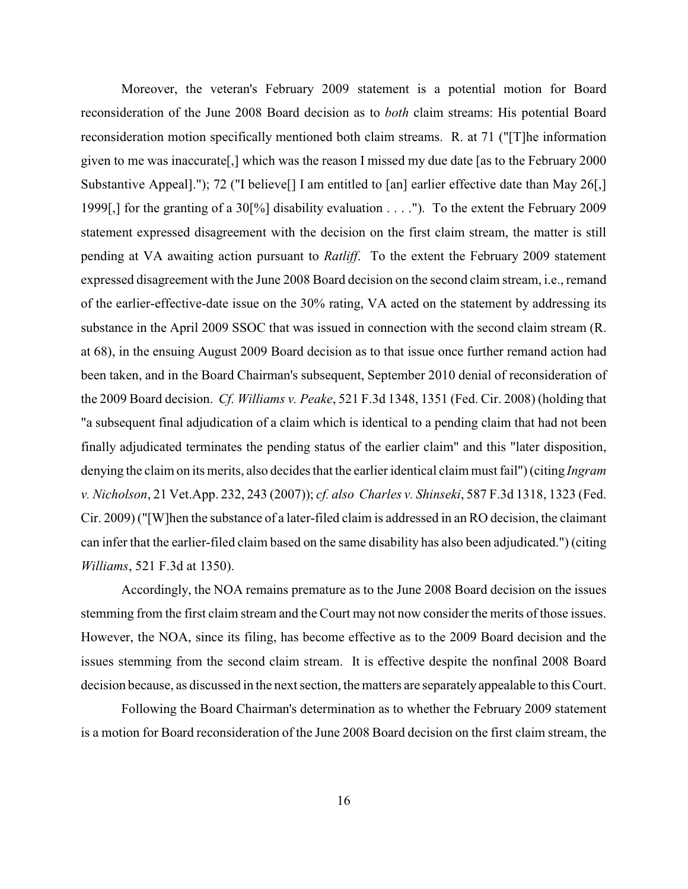Moreover, the veteran's February 2009 statement is a potential motion for Board reconsideration of the June 2008 Board decision as to *both* claim streams: His potential Board reconsideration motion specifically mentioned both claim streams. R. at 71 ("[T]he information given to me was inaccurate[,] which was the reason I missed my due date [as to the February 2000 Substantive Appeal]."); 72 ("I believe[] I am entitled to [an] earlier effective date than May 26[,] 1999[,] for the granting of a 30[%] disability evaluation . . . ."). To the extent the February 2009 statement expressed disagreement with the decision on the first claim stream, the matter is still pending at VA awaiting action pursuant to *Ratliff*. To the extent the February 2009 statement expressed disagreement with the June 2008 Board decision on the second claim stream, i.e., remand of the earlier-effective-date issue on the 30% rating, VA acted on the statement by addressing its substance in the April 2009 SSOC that was issued in connection with the second claim stream (R. at 68), in the ensuing August 2009 Board decision as to that issue once further remand action had been taken, and in the Board Chairman's subsequent, September 2010 denial of reconsideration of the 2009 Board decision. *Cf. Williams v. Peake*, 521 F.3d 1348, 1351 (Fed. Cir. 2008) (holding that "a subsequent final adjudication of a claim which is identical to a pending claim that had not been finally adjudicated terminates the pending status of the earlier claim" and this "later disposition, denying the claim on its merits, also decides that the earlier identical claim must fail") (citing *Ingram v. Nicholson*, 21 Vet.App. 232, 243 (2007)); *cf. also Charles v. Shinseki*, 587 F.3d 1318, 1323 (Fed. Cir. 2009) ("[W]hen the substance of a later-filed claim is addressed in an RO decision, the claimant can infer that the earlier-filed claim based on the same disability has also been adjudicated.") (citing *Williams*, 521 F.3d at 1350).

Accordingly, the NOA remains premature as to the June 2008 Board decision on the issues stemming from the first claim stream and the Court may not now consider the merits of those issues. However, the NOA, since its filing, has become effective as to the 2009 Board decision and the issues stemming from the second claim stream. It is effective despite the nonfinal 2008 Board decision because, as discussed in the next section, the matters are separately appealable to this Court.

Following the Board Chairman's determination as to whether the February 2009 statement is a motion for Board reconsideration of the June 2008 Board decision on the first claim stream, the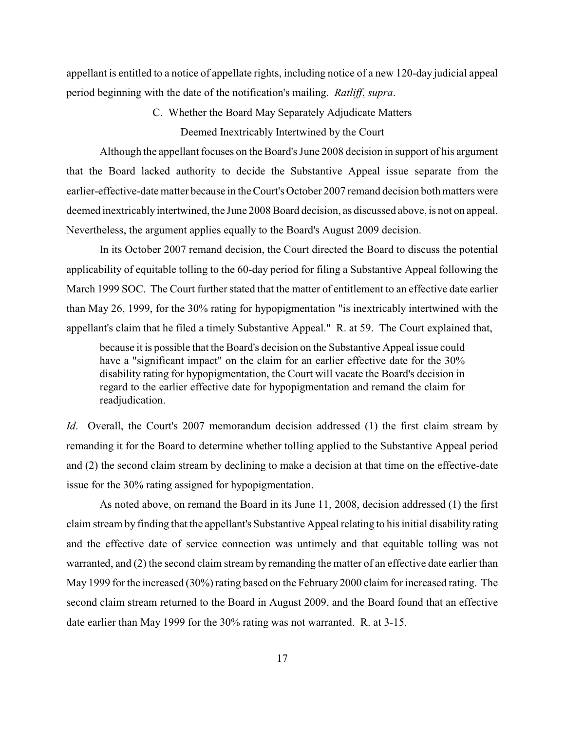appellant is entitled to a notice of appellate rights, including notice of a new 120-day judicial appeal period beginning with the date of the notification's mailing. *Ratliff*, *supra*.

### C. Whether the Board May Separately Adjudicate Matters Deemed Inextricably Intertwined by the Court

Although the appellant focuses on the Board's June 2008 decision in support of his argument that the Board lacked authority to decide the Substantive Appeal issue separate from the earlier-effective-date matter because in the Court's October 2007 remand decision both matters were deemed inextricably intertwined, the June 2008 Board decision, as discussed above, is not on appeal. Nevertheless, the argument applies equally to the Board's August 2009 decision.

In its October 2007 remand decision, the Court directed the Board to discuss the potential applicability of equitable tolling to the 60-day period for filing a Substantive Appeal following the March 1999 SOC. The Court further stated that the matter of entitlement to an effective date earlier than May 26, 1999, for the 30% rating for hypopigmentation "is inextricably intertwined with the appellant's claim that he filed a timely Substantive Appeal." R. at 59. The Court explained that,

> because it is possible that the Board's decision on the Substantive Appeal issue could have a "significant impact" on the claim for an earlier effective date for the 30% disability rating for hypopigmentation, the Court will vacate the Board's decision in regard to the earlier effective date for hypopigmentation and remand the claim for readjudication.

*Id*. Overall, the Court's 2007 memorandum decision addressed (1) the first claim stream by remanding it for the Board to determine whether tolling applied to the Substantive Appeal period and (2) the second claim stream by declining to make a decision at that time on the effective-date issue for the 30% rating assigned for hypopigmentation.

As noted above, on remand the Board in its June 11, 2008, decision addressed (1) the first claim stream by finding that the appellant's Substantive Appeal relating to his initial disability rating and the effective date of service connection was untimely and that equitable tolling was not warranted, and (2) the second claim stream by remanding the matter of an effective date earlier than May 1999 for the increased (30%) rating based on the February 2000 claim for increased rating. The second claim stream returned to the Board in August 2009, and the Board found that an effective date earlier than May 1999 for the 30% rating was not warranted. R. at 3-15.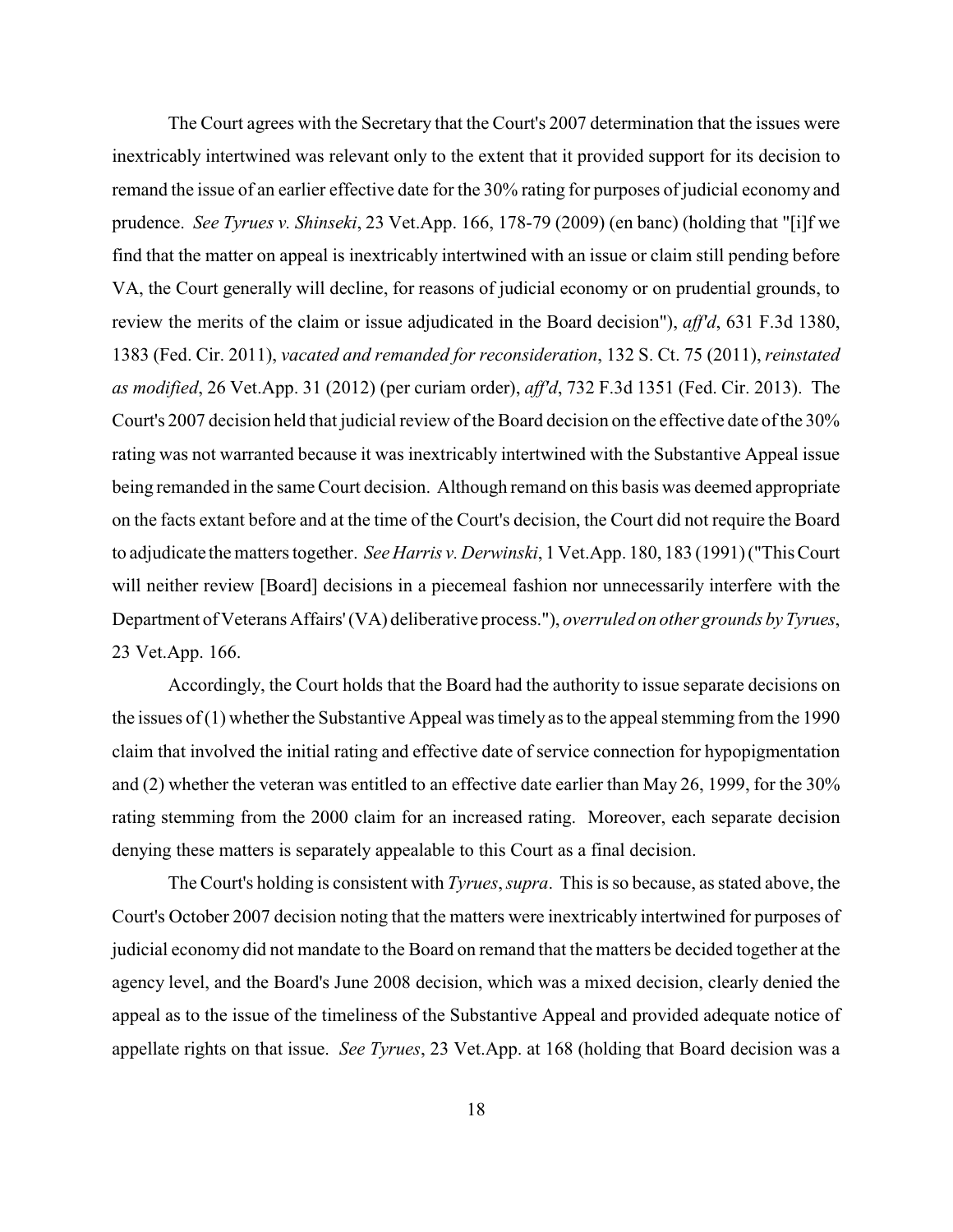The Court agrees with the Secretary that the Court's 2007 determination that the issues were inextricably intertwined was relevant only to the extent that it provided support for its decision to remand the issue of an earlier effective date for the 30% rating for purposes of judicial economy and prudence. *See Tyrues v. Shinseki*, 23 Vet.App. 166, 178-79 (2009) (en banc) (holding that "[i]f we find that the matter on appeal is inextricably intertwined with an issue or claim still pending before VA, the Court generally will decline, for reasons of judicial economy or on prudential grounds, to review the merits of the claim or issue adjudicated in the Board decision"), *aff'd*, 631 F.3d 1380, 1383 (Fed. Cir. 2011), *vacated and remanded for reconsideration*, 132 S. Ct. 75 (2011), *reinstated as modified*, 26 Vet.App. 31 (2012) (per curiam order), *aff'd*, 732 F.3d 1351 (Fed. Cir. 2013). The Court's 2007 decision held that judicial review of the Board decision on the effective date of the 30% rating was not warranted because it was inextricably intertwined with the Substantive Appeal issue being remanded in the same Court decision. Although remand on this basis was deemed appropriate on the facts extant before and at the time of the Court's decision, the Court did not require the Board to adjudicate the matters together. *See Harris v. Derwinski*, 1 Vet.App. 180, 183 (1991) ("This Court will neither review [Board] decisions in a piecemeal fashion nor unnecessarily interfere with the Department of Veterans Affairs' (VA) deliberative process."), *overruled on other grounds by Tyrues*, 23 Vet.App. 166.

Accordingly, the Court holds that the Board had the authority to issue separate decisions on the issues of (1) whether the Substantive Appeal was timely as to the appeal stemming from the 1990 claim that involved the initial rating and effective date of service connection for hypopigmentation and (2) whether the veteran was entitled to an effective date earlier than May 26, 1999, for the 30% rating stemming from the 2000 claim for an increased rating. Moreover, each separate decision denying these matters is separately appealable to this Court as a final decision.

The Court's holding is consistent with *Tyrues*, *supra*. This is so because, as stated above, the Court's October 2007 decision noting that the matters were inextricably intertwined for purposes of judicial economy did not mandate to the Board on remand that the matters be decided together at the agency level, and the Board's June 2008 decision, which was a mixed decision, clearly denied the appeal as to the issue of the timeliness of the Substantive Appeal and provided adequate notice of appellate rights on that issue. *See Tyrues*, 23 Vet.App. at 168 (holding that Board decision was a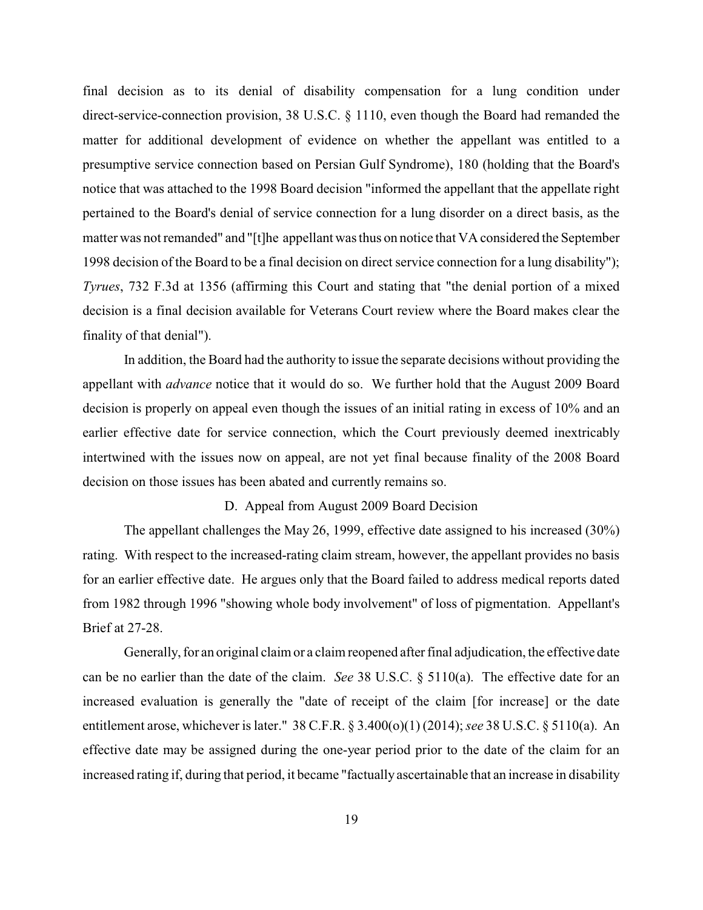final decision as to its denial of disability compensation for a lung condition under direct-service-connection provision, 38 U.S.C. § 1110, even though the Board had remanded the matter for additional development of evidence on whether the appellant was entitled to a presumptive service connection based on Persian Gulf Syndrome), 180 (holding that the Board's notice that was attached to the 1998 Board decision "informed the appellant that the appellate right pertained to the Board's denial of service connection for a lung disorder on a direct basis, as the matter was not remanded" and "[t]he appellant was thus on notice that VA considered the September 1998 decision of the Board to be a final decision on direct service connection for a lung disability"); *Tyrues*, 732 F.3d at 1356 (affirming this Court and stating that "the denial portion of a mixed decision is a final decision available for Veterans Court review where the Board makes clear the finality of that denial").

In addition, the Board had the authority to issue the separate decisions without providing the appellant with *advance* notice that it would do so. We further hold that the August 2009 Board decision is properly on appeal even though the issues of an initial rating in excess of 10% and an earlier effective date for service connection, which the Court previously deemed inextricably intertwined with the issues now on appeal, are not yet final because finality of the 2008 Board decision on those issues has been abated and currently remains so.

### D. Appeal from August 2009 Board Decision

The appellant challenges the May 26, 1999, effective date assigned to his increased (30%) rating. With respect to the increased-rating claim stream, however, the appellant provides no basis for an earlier effective date. He argues only that the Board failed to address medical reports dated from 1982 through 1996 "showing whole body involvement" of loss of pigmentation. Appellant's Brief at 27-28.

Generally, for an original claim or a claim reopened after final adjudication, the effective date can be no earlier than the date of the claim. *See* 38 U.S.C. § 5110(a). The effective date for an increased evaluation is generally the "date of receipt of the claim [for increase] or the date entitlement arose, whichever is later." 38 C.F.R. § 3.400(o)(1) (2014); *see* 38 U.S.C. § 5110(a). An effective date may be assigned during the one-year period prior to the date of the claim for an increased rating if, during that period, it became "factually ascertainable that an increase in disability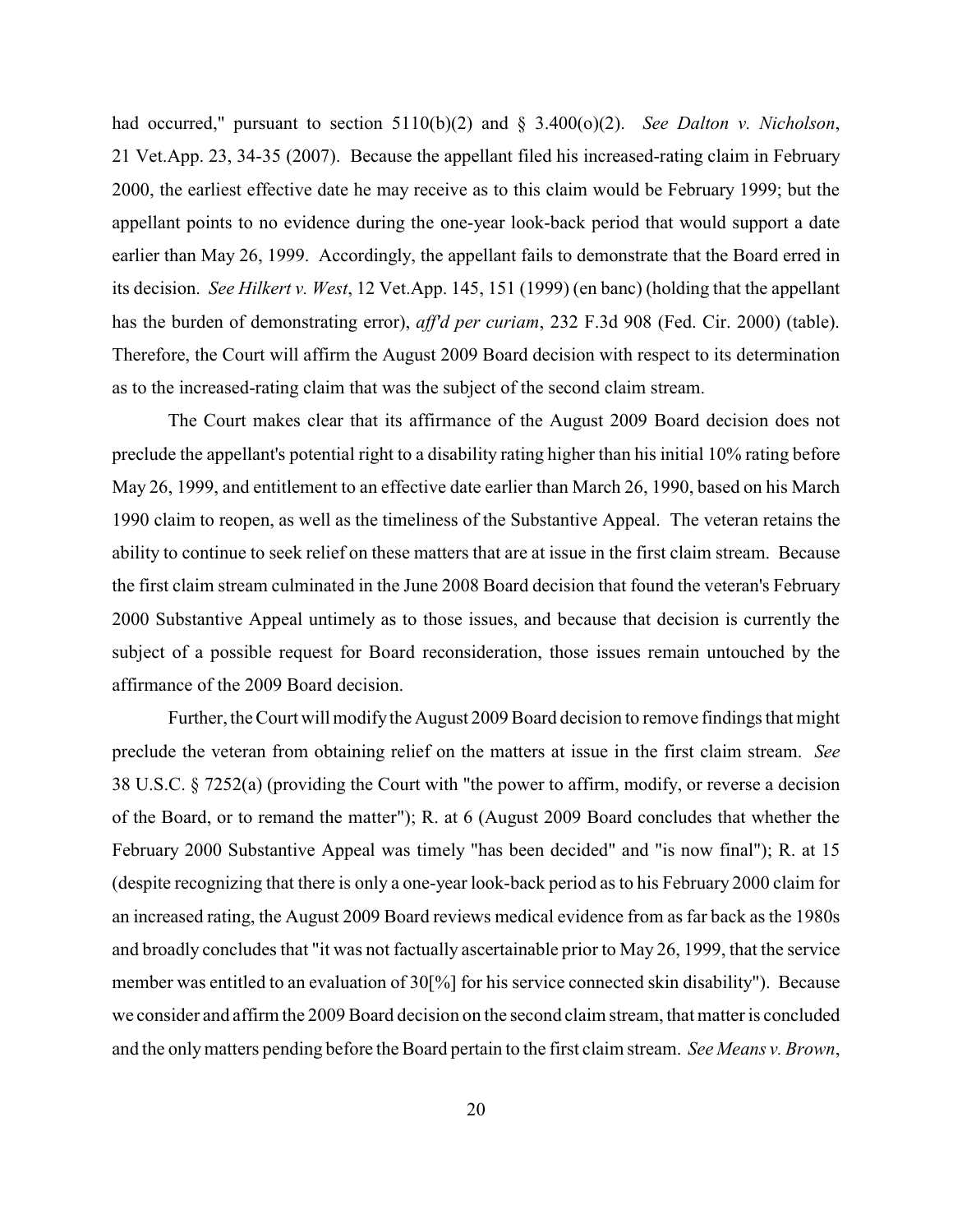had occurred," pursuant to section 5110(b)(2) and § 3.400(o)(2). *See Dalton v. Nicholson*, 21 Vet.App. 23, 34-35 (2007). Because the appellant filed his increased-rating claim in February 2000, the earliest effective date he may receive as to this claim would be February 1999; but the appellant points to no evidence during the one-year look-back period that would support a date earlier than May 26, 1999. Accordingly, the appellant fails to demonstrate that the Board erred in its decision. *See Hilkert v. West*, 12 Vet.App. 145, 151 (1999) (en banc) (holding that the appellant has the burden of demonstrating error), *aff'd per curiam*, 232 F.3d 908 (Fed. Cir. 2000) (table). Therefore, the Court will affirm the August 2009 Board decision with respect to its determination as to the increased-rating claim that was the subject of the second claim stream.

The Court makes clear that its affirmance of the August 2009 Board decision does not preclude the appellant's potential right to a disability rating higher than his initial 10% rating before May 26, 1999, and entitlement to an effective date earlier than March 26, 1990, based on his March 1990 claim to reopen, as well as the timeliness of the Substantive Appeal. The veteran retains the ability to continue to seek relief on these matters that are at issue in the first claim stream. Because the first claim stream culminated in the June 2008 Board decision that found the veteran's February 2000 Substantive Appeal untimely as to those issues, and because that decision is currently the subject of a possible request for Board reconsideration, those issues remain untouched by the affirmance of the 2009 Board decision.

Further, the Court will modify the August 2009 Board decision to remove findings that might preclude the veteran from obtaining relief on the matters at issue in the first claim stream. *See* 38 U.S.C. § 7252(a) (providing the Court with "the power to affirm, modify, or reverse a decision of the Board, or to remand the matter"); R. at 6 (August 2009 Board concludes that whether the February 2000 Substantive Appeal was timely "has been decided" and "is now final"); R. at 15 (despite recognizing that there is only a one-year look-back period as to his February 2000 claim for an increased rating, the August 2009 Board reviews medical evidence from as far back as the 1980s and broadly concludes that "it was not factually ascertainable prior to May 26, 1999, that the service member was entitled to an evaluation of 30[%] for his service connected skin disability"). Because we consider and affirm the 2009 Board decision on the second claim stream, that matter is concluded and the only matters pending before the Board pertain to the first claim stream. *See Means v. Brown*,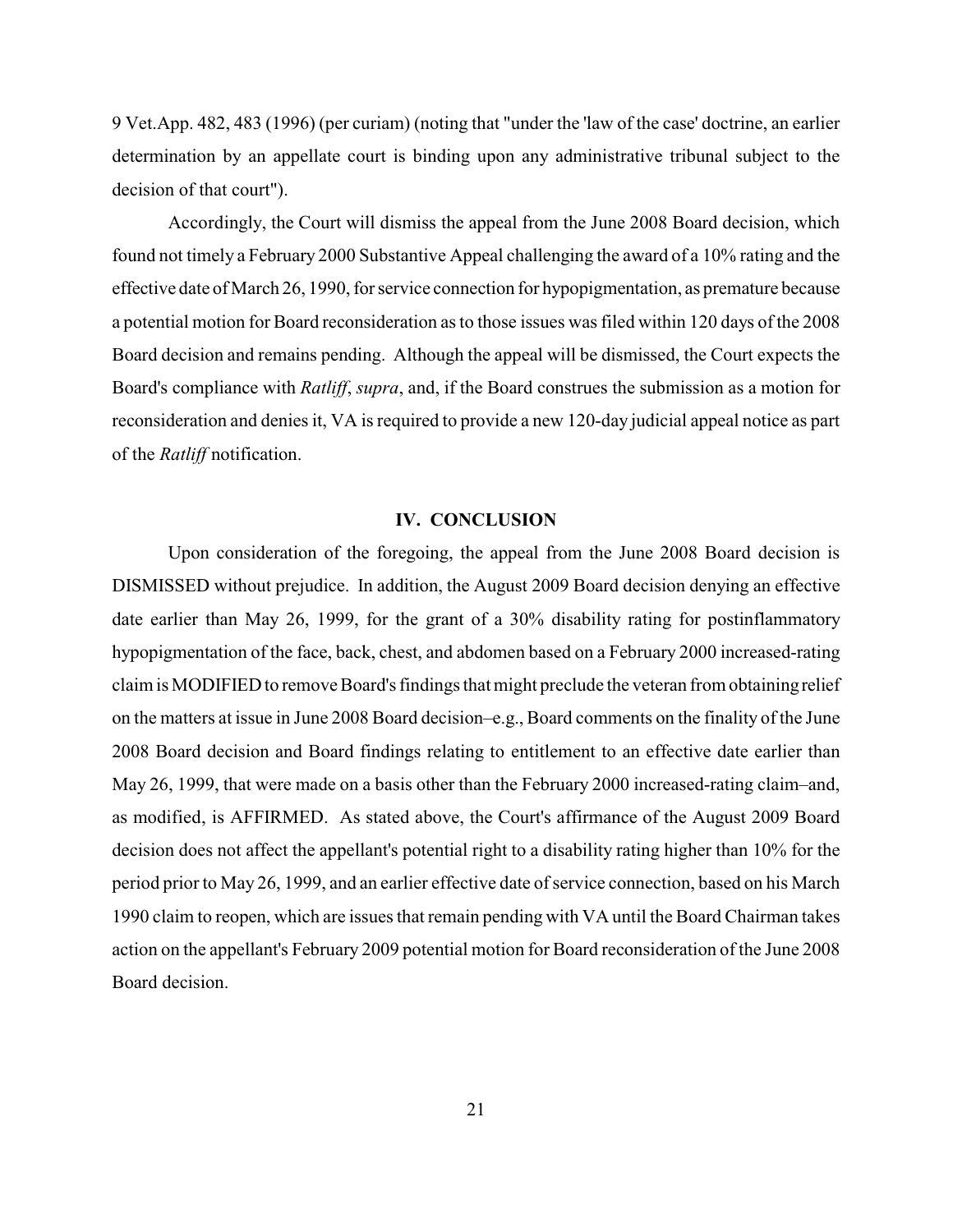9 Vet.App. 482, 483 (1996) (per curiam) (noting that "under the 'law of the case' doctrine, an earlier determination by an appellate court is binding upon any administrative tribunal subject to the decision of that court").

Accordingly, the Court will dismiss the appeal from the June 2008 Board decision, which found not timely a February 2000 Substantive Appeal challenging the award of a 10% rating and the effective date of March 26, 1990, for service connection for hypopigmentation, as premature because a potential motion for Board reconsideration as to those issues was filed within 120 days of the 2008 Board decision and remains pending. Although the appeal will be dismissed, the Court expects the Board's compliance with *Ratliff*, *supra*, and, if the Board construes the submission as a motion for reconsideration and denies it, VA is required to provide a new 120-day judicial appeal notice as part of the *Ratliff* notification.

## IV. CONCLUSION

Upon consideration of the foregoing, the appeal from the June 2008 Board decision is DISMISSED without prejudice. In addition, the August 2009 Board decision denying an effective date earlier than May 26, 1999, for the grant of a 30% disability rating for postinflammatory hypopigmentation of the face, back, chest, and abdomen based on a February 2000 increased-rating claim is MODIFIED to remove Board's findings that might preclude the veteran from obtaining relief on the matters at issue in June 2008 Board decision–e.g., Board comments on the finality of the June 2008 Board decision and Board findings relating to entitlement to an effective date earlier than May 26, 1999, that were made on a basis other than the February 2000 increased-rating claim–and, as modified, is AFFIRMED. As stated above, the Court's affirmance of the August 2009 Board decision does not affect the appellant's potential right to a disability rating higher than 10% for the period prior to May 26, 1999, and an earlier effective date of service connection, based on his March 1990 claim to reopen, which are issues that remain pending with VA until the Board Chairman takes action on the appellant's February 2009 potential motion for Board reconsideration of the June 2008 Board decision.